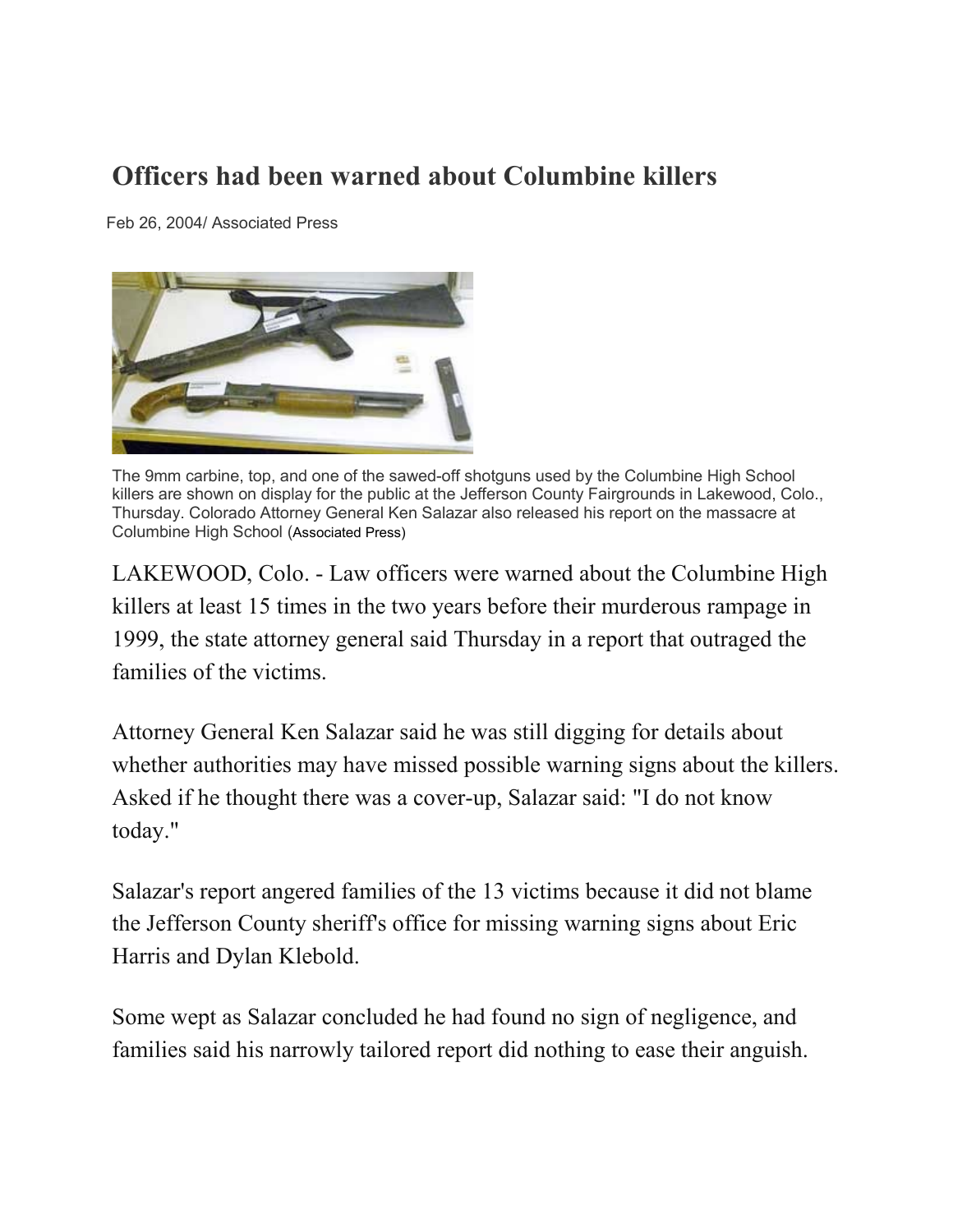# Officers had been warned about Columbine killers

Feb 26, 2004/ Associated Press

The 9mm carbine, top, and one of the sawed-off shotguns used by the Columbine High School killers are shown on display for the public at the Jefferson County Fairgrounds in Lakewood, Colo., Thursday. Colorado Attorney General Ken Salazar also released his report on the massacre at Columbine High School (Associated Press)

LAKEWOOD, Colo. - Law officers were warned about the Columbine High killers at least 15 times in the two years before their murderous rampage in 1999, the state attorney general said Thursday in a report that outraged the families of the victims.

Attorney General Ken Salazar said he was still digging for details about whether authorities may have missed possible warning signs about the killers. Asked if he thought there was a cover-up, Salazar said: "I do not know today."

Salazar's report angered families of the 13 victims because it did not blame the Jefferson County sheriff's office for missing warning signs about Eric Harris and Dylan Klebold.

Some wept as Salazar concluded he had found no sign of negligence, and families said his narrowly tailored report did nothing to ease their anguish.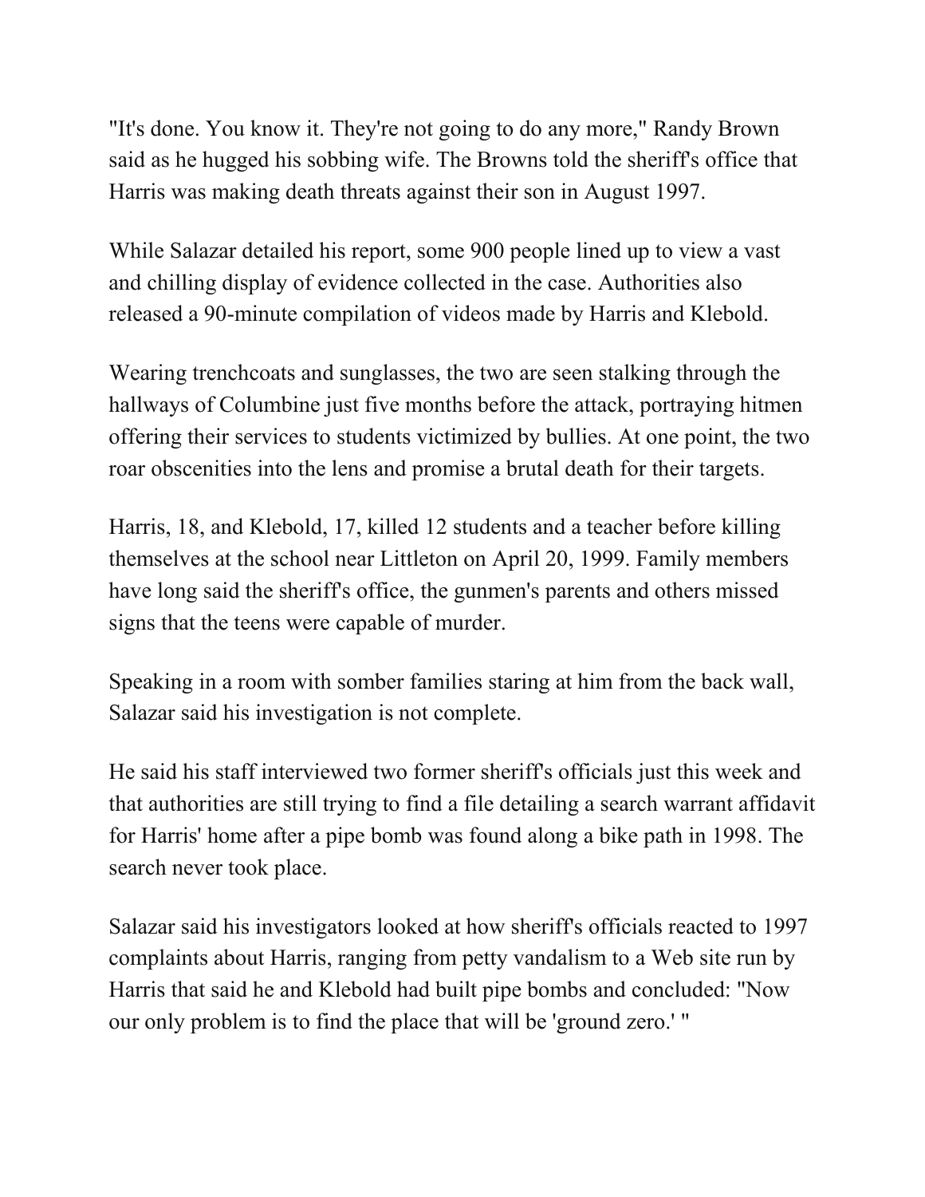"It's done. You know it. They're not going to do any more," Randy Brown said as he hugged his sobbing wife. The Browns told the sheriff's office that Harris was making death threats against their son in August 1997.

While Salazar detailed his report, some 900 people lined up to view a vast and chilling display of evidence collected in the case. Authorities also released a 90-minute compilation of videos made by Harris and Klebold.

Wearing trenchcoats and sunglasses, the two are seen stalking through the hallways of Columbine just five months before the attack, portraying hitmen offering their services to students victimized by bullies. At one point, the two roar obscenities into the lens and promise a brutal death for their targets.

Harris, 18, and Klebold, 17, killed 12 students and a teacher before killing themselves at the school near Littleton on April 20, 1999. Family members have long said the sheriff's office, the gunmen's parents and others missed signs that the teens were capable of murder.

Speaking in a room with somber families staring at him from the back wall, Salazar said his investigation is not complete.

He said his staff interviewed two former sheriff's officials just this week and that authorities are still trying to find a file detailing a search warrant affidavit for Harris' home after a pipe bomb was found along a bike path in 1998. The search never took place.

Salazar said his investigators looked at how sheriff's officials reacted to 1997 complaints about Harris, ranging from petty vandalism to a Web site run by Harris that said he and Klebold had built pipe bombs and concluded: "Now our only problem is to find the place that will be 'ground zero.' "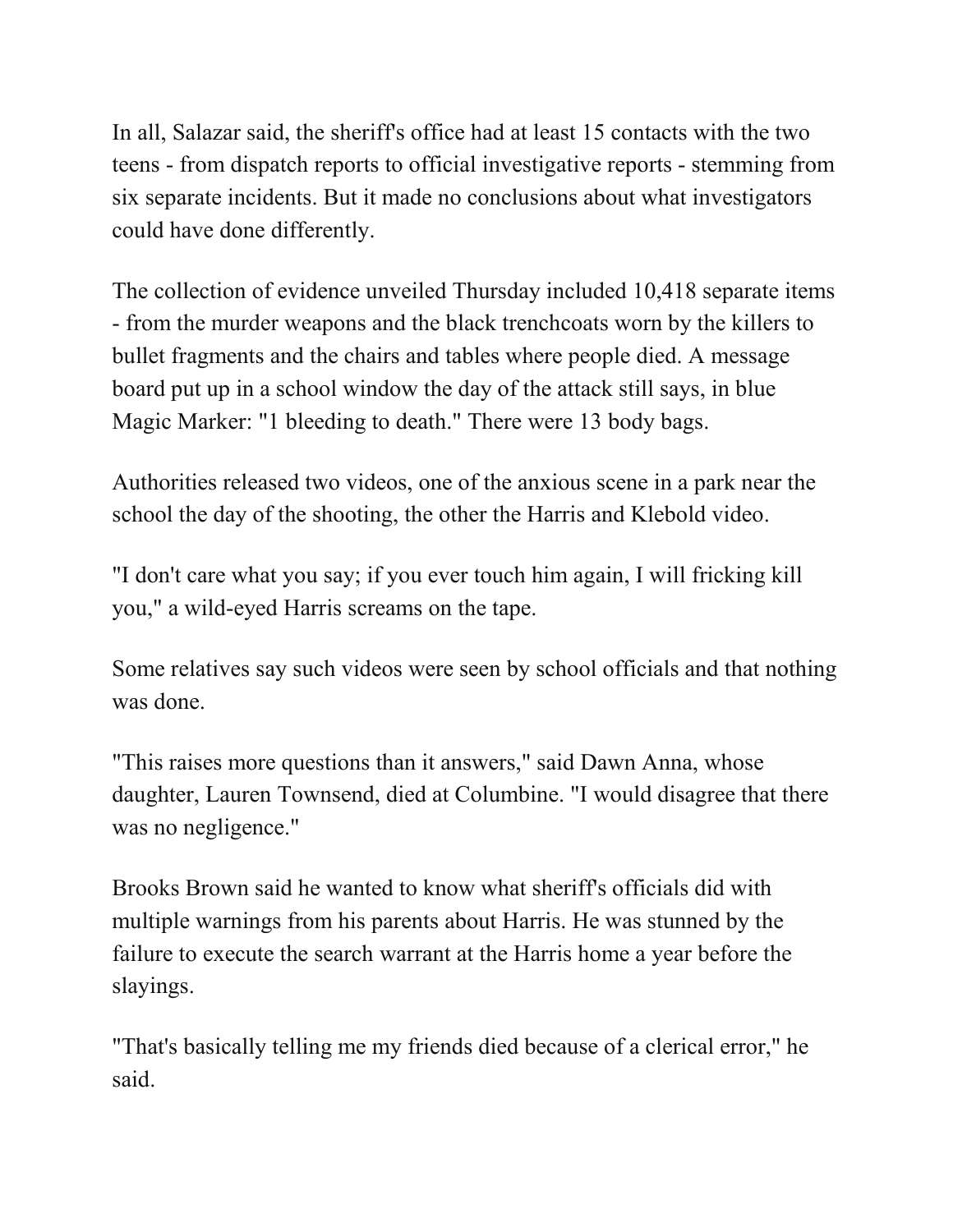In all, Salazar said, the sheriff's office had at least 15 contacts with the two teens - from dispatch reports to official investigative reports - stemming from six separate incidents. But it made no conclusions about what investigators could have done differently.

The collection of evidence unveiled Thursday included 10,418 separate items - from the murder weapons and the black trenchcoats worn by the killers to bullet fragments and the chairs and tables where people died. A message board put up in a school window the day of the attack still says, in blue Magic Marker: "1 bleeding to death." There were 13 body bags.

Authorities released two videos, one of the anxious scene in a park near the school the day of the shooting, the other the Harris and Klebold video.

"I don't care what you say; if you ever touch him again, I will fricking kill you," a wild-eyed Harris screams on the tape.

Some relatives say such videos were seen by school officials and that nothing was done.

"This raises more questions than it answers," said Dawn Anna, whose daughter, Lauren Townsend, died at Columbine. "I would disagree that there was no negligence."

Brooks Brown said he wanted to know what sheriff's officials did with multiple warnings from his parents about Harris. He was stunned by the failure to execute the search warrant at the Harris home a year before the slayings.

"That's basically telling me my friends died because of a clerical error," he said.